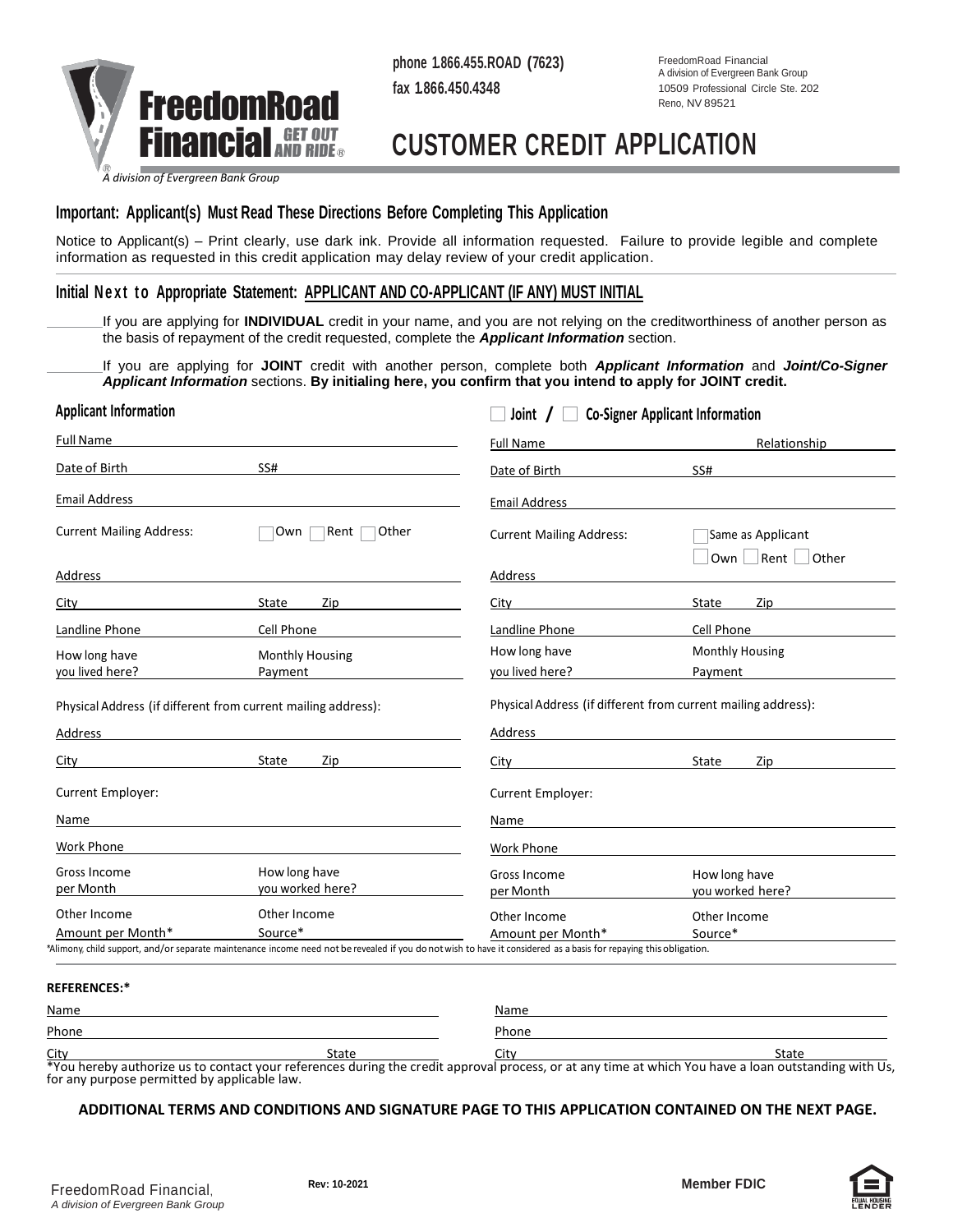FreedomRoad Financial® GET OUT AND RIDE®

*A division of Evergreen Bank Group*

phone 1.866.455.ROAD (7623)

fax 1.866.450.4348

FreedomRoad Financial
A division of Evergreen Bank Group
10509 Professional Circle Ste. 202
Reno, NV 89521

# CUSTOMER CREDIT APPLICATION

## Important: Applicant(s) Must Read These Directions Before Completing This Application

Notice to Applicant(s) – Print clearly, use dark ink. Provide all information requested. Failure to provide legible and complete information as requested in this credit application may delay review of your credit application.

## Initial Next to Appropriate Statement: APPLICANT AND CO-APPLICANT (IF ANY) MUST INITIAL

_______ If you are applying for **INDIVIDUAL** credit in your name, and you are not relying on the creditworthiness of another person as the basis of repayment of the credit requested, complete the ***Applicant Information*** section.

_______ If you are applying for **JOINT** credit with another person, complete both ***Applicant Information*** and ***Joint/Co-Signer Applicant Information*** sections. **By initialing here, you confirm that you intend to apply for JOINT credit.**

### Applicant Information

Full Name ______________________

Date of Birth ______________ SS# ______________

Email Address ______________________

Current Mailing Address: ☐ Own ☐ Rent ☐ Other

Address ______________________

City ______________ State ______ Zip ______

Landline Phone ______________ Cell Phone ______________

How long have you lived here? ______________ Monthly Housing Payment ______________

Physical Address (if different from current mailing address):

Address ______________________

City ______________ State ______ Zip ______

Current Employer:

Name ______________________

Work Phone ______________________

Gross Income per Month ______________ How long have you worked here? ______________

Other Income Amount per Month* ______________ Other Income Source* ______________

### ☐ Joint / ☐ Co-Signer Applicant Information

Full Name ______________ Relationship ______________

Date of Birth ______________ SS# ______________

Email Address ______________________

Current Mailing Address: ☐ Same as Applicant
☐ Own ☐ Rent ☐ Other

Address ______________________

City ______________ State ______ Zip ______

Landline Phone ______________ Cell Phone ______________

How long have you lived here? ______________ Monthly Housing Payment ______________

Physical Address (if different from current mailing address):

Address ______________________

City ______________ State ______ Zip ______

Current Employer:

Name ______________________

Work Phone ______________________

Gross Income per Month ______________ How long have you worked here? ______________

Other Income Amount per Month* ______________ Other Income Source* ______________

*Alimony, child support, and/or separate maintenance income need not be revealed if you do not wish to have it considered as a basis for repaying this obligation.

**REFERENCES:***

| Name | | Name | |
|---|---|---|---|
| Phone | | Phone | |
| City | State | City | State |

*You hereby authorize us to contact your references during the credit approval process, or at any time at which You have a loan outstanding with Us, for any purpose permitted by applicable law.

**ADDITIONAL TERMS AND CONDITIONS AND SIGNATURE PAGE TO THIS APPLICATION CONTAINED ON THE NEXT PAGE.**

FreedomRoad Financial,
*A division of Evergreen Bank Group*

**Rev: 10-2021**

**Member FDIC**

EQUAL HOUSING LENDER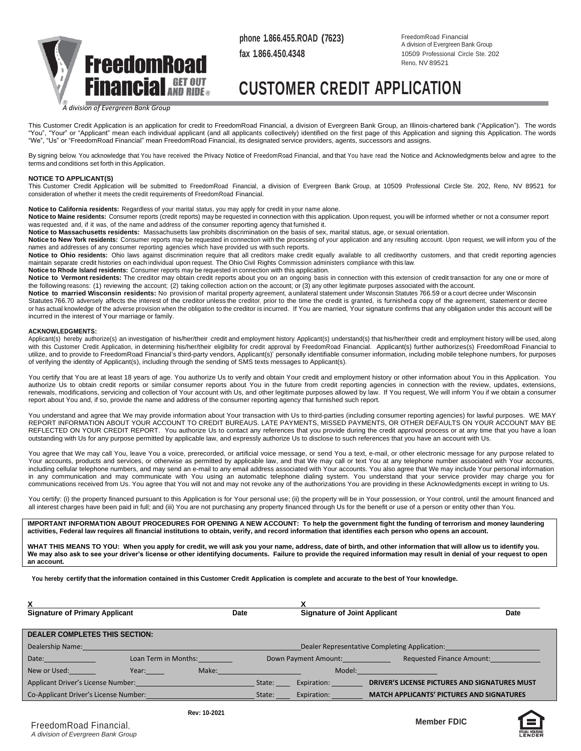FreedomRoad Financial
GET OUT AND RIDE®

*A division of Evergreen Bank Group*

phone 1.866.455.ROAD (7623)
fax 1.866.450.4348

FreedomRoad Financial
A division of Evergreen Bank Group
10509 Professional Circle Ste. 202
Reno, NV 89521

# CUSTOMER CREDIT APPLICATION

This Customer Credit Application is an application for credit to FreedomRoad Financial, a division of Evergreen Bank Group, an Illinois-chartered bank ("Application"). The words "You", "Your" or "Applicant" mean each individual applicant (and all applicants collectively) identified on the first page of this Application and signing this Application. The words "We", "Us" or "FreedomRoad Financial" mean FreedomRoad Financial, its designated service providers, agents, successors and assigns.

By signing below, You acknowledge that You have received the Privacy Notice of FreedomRoad Financial, and that You have read the Notice and Acknowledgments below and agree to the terms and conditions set forth in this Application.

**NOTICE TO APPLICANT(S)**

This Customer Credit Application will be submitted to FreedomRoad Financial, a division of Evergreen Bank Group, at 10509 Professional Circle Ste. 202, Reno, NV 89521 for consideration of whether it meets the credit requirements of FreedomRoad Financial.

**Notice to California residents:** Regardless of your marital status, you may apply for credit in your name alone.
**Notice to Maine residents:** Consumer reports (credit reports) may be requested in connection with this application. Upon request, you will be informed whether or not a consumer report was requested and, if it was, of the name and address of the consumer reporting agency that furnished it.
**Notice to Massachusetts residents:** Massachusetts law prohibits discrimination on the basis of sex, marital status, age, or sexual orientation.
**Notice to New York residents:** Consumer reports may be requested in connection with the processing of your application and any resulting account. Upon request, we will inform you of the names and addresses of any consumer reporting agencies which have provided us with such reports.
**Notice to Ohio residents:** Ohio laws against discrimination require that all creditors make credit equally available to all creditworthy customers, and that credit reporting agencies maintain separate credit histories on each individual upon request. The Ohio Civil Rights Commission administers compliance with this law.
**Notice to Rhode Island residents:** Consumer reports may be requested in connection with this application.
**Notice to Vermont residents:** The creditor may obtain credit reports about you on an ongoing basis in connection with this extension of credit transaction for any one or more of the following reasons: (1) reviewing the account; (2) taking collection action on the account; or (3) any other legitimate purposes associated with the account.
**Notice to married Wisconsin residents:** No provision of marital property agreement, a unilateral statement under Wisconsin Statutes 766.59 or a court decree under Wisconsin Statutes 766.70 adversely affects the interest of the creditor unless the creditor, prior to the time the credit is granted, is furnished a copy of the agreement, statement or decree or has actual knowledge of the adverse provision when the obligation to the creditor is incurred. If You are married, Your signature confirms that any obligation under this account will be incurred in the interest of Your marriage or family.

**ACKNOWLEDGMENTS:**

Applicant(s) hereby authorize(s) an investigation of his/her/their credit and employment history. Applicant(s) understand(s) that his/her/their credit and employment history will be used, along with this Customer Credit Application, in determining his/her/their eligibility for credit approval by FreedomRoad Financial. Applicant(s) further authorizes(s) FreedomRoad Financial to utilize, and to provide to FreedomRoad Financial's third-party vendors, Applicant(s)' personally identifiable consumer information, including mobile telephone numbers, for purposes of verifying the identity of Applicant(s), including through the sending of SMS texts messages to Applicant(s).

You certify that You are at least 18 years of age. You authorize Us to verify and obtain Your credit and employment history or other information about You in this Application. You authorize Us to obtain credit reports or similar consumer reports about You in the future from credit reporting agencies in connection with the review, updates, extensions, renewals, modifications, servicing and collection of Your account with Us, and other legitimate purposes allowed by law. If You request, We will inform You if we obtain a consumer report about You and, if so, provide the name and address of the consumer reporting agency that furnished such report.

You understand and agree that We may provide information about Your transaction with Us to third-parties (including consumer reporting agencies) for lawful purposes. WE MAY REPORT INFORMATION ABOUT YOUR ACCOUNT TO CREDIT BUREAUS. LATE PAYMENTS, MISSED PAYMENTS, OR OTHER DEFAULTS ON YOUR ACCOUNT MAY BE REFLECTED ON YOUR CREDIT REPORT. You authorize Us to contact any references that you provide during the credit approval process or at any time that you have a loan outstanding with Us for any purpose permitted by applicable law, and expressly authorize Us to disclose to such references that you have an account with Us.

You agree that We may call You, leave You a voice, prerecorded, or artificial voice message, or send You a text, e-mail, or other electronic message for any purpose related to Your accounts, products and services, or otherwise as permitted by applicable law, and that We may call or text You at any telephone number associated with Your accounts, including cellular telephone numbers, and may send an e-mail to any email address associated with Your accounts. You also agree that We may include Your personal information in any communication and may communicate with You using an automatic telephone dialing system. You understand that your service provider may charge you for communications received from Us. You agree that You will not and may not revoke any of the authorizations You are providing in these Acknowledgments except in writing to Us.

You certify: (i) the property financed pursuant to this Application is for Your personal use; (ii) the property will be in Your possession, or Your control, until the amount financed and all interest charges have been paid in full; and (iii) You are not purchasing any property financed through Us for the benefit or use of a person or entity other than You.

**IMPORTANT INFORMATION ABOUT PROCEDURES FOR OPENING A NEW ACCOUNT: To help the government fight the funding of terrorism and money laundering activities, Federal law requires all financial institutions to obtain, verify, and record information that identifies each person who opens an account.**

**WHAT THIS MEANS TO YOU: When you apply for credit, we will ask you your name, address, date of birth, and other information that will allow us to identify you. We may also ask to see your driver's license or other identifying documents. Failure to provide the required information may result in denial of your request to open an account.**

**You hereby certify that the information contained in this Customer Credit Application is complete and accurate to the best of Your knowledge.**

| | | | |
|---|---|---|---|
| X | | X | |
| **Signature of Primary Applicant** | **Date** | **Signature of Joint Applicant** | **Date** |

**DEALER COMPLETES THIS SECTION:**

Dealership Name: ____________ Dealer Representative Completing Application: ____________

Date: ________ Loan Term in Months: ________ Down Payment Amount: ________ Requested Finance Amount: ________

New or Used: ______ Year: ______ Make: ____________ Model: ____________

Applicant Driver's License Number: ____________ State: ____ Expiration: ________ **DRIVER'S LICENSE PICTURES AND SIGNATURES MUST**

Co-Applicant Driver's License Number: ____________ State: ____ Expiration: ________ **MATCH APPLICANTS' PICTURES AND SIGNATURES**

**Rev: 10-2021**

FreedomRoad Financial,
*A division of Evergreen Bank Group*

**Member FDIC**

EQUAL HOUSING LENDER